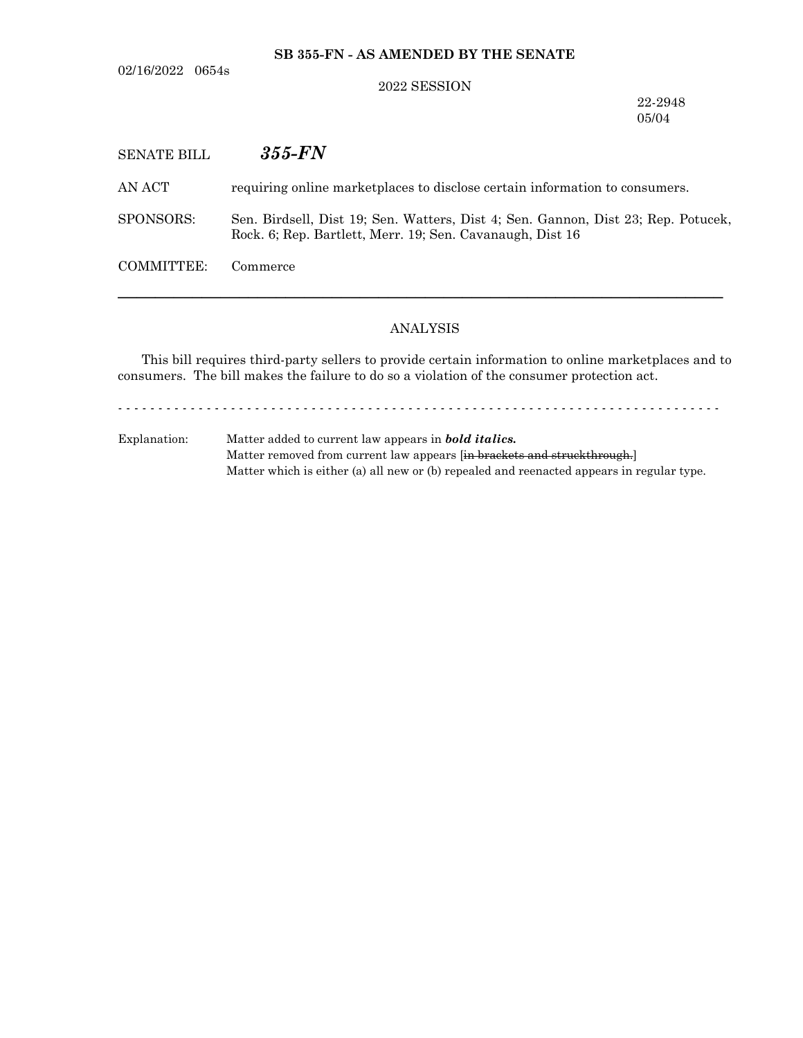**SB 355-FN - AS AMENDED BY THE SENATE**

02/16/2022 0654s

2022 SESSION

22-2948
05/04

SENATE BILL ***355-FN***

AN ACT requiring online marketplaces to disclose certain information to consumers.

SPONSORS: Sen. Birdsell, Dist 19; Sen. Watters, Dist 4; Sen. Gannon, Dist 23; Rep. Potucek, Rock. 6; Rep. Bartlett, Merr. 19; Sen. Cavanaugh, Dist 16

COMMITTEE: Commerce

---

ANALYSIS

This bill requires third-party sellers to provide certain information to online marketplaces and to consumers. The bill makes the failure to do so a violation of the consumer protection act.

- - - - - - - - - - - - - - - - - - - - - - - - - - - - - - - - - - - - - - - - - - - - - - - - - - - - - - - - - - -

Explanation: Matter added to current law appears in ***bold italics.***
Matter removed from current law appears [~~in brackets and struckthrough.~~]
Matter which is either (a) all new or (b) repealed and reenacted appears in regular type.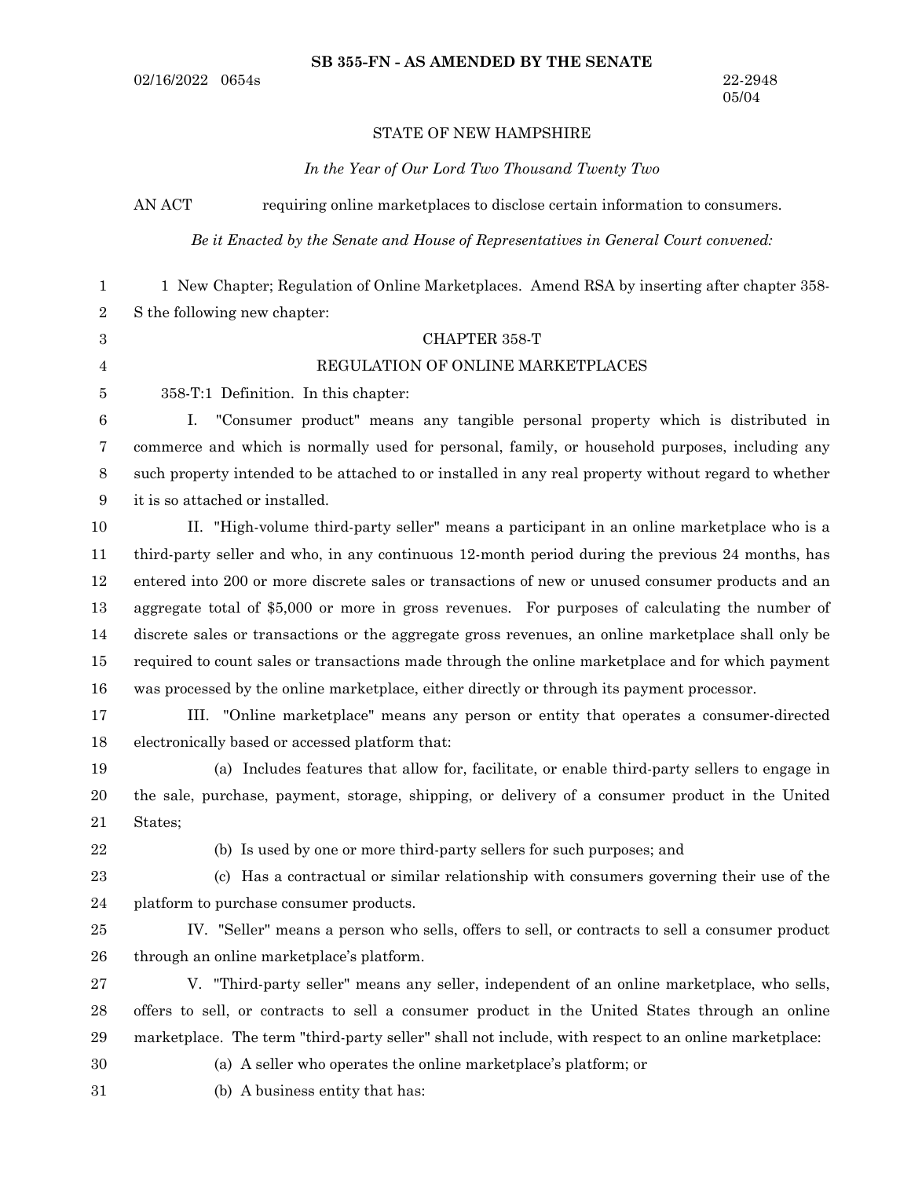**SB 355-FN - AS AMENDED BY THE SENATE**

02/16/2022 0654s

22-2948
05/04

STATE OF NEW HAMPSHIRE

*In the Year of Our Lord Two Thousand Twenty Two*

AN ACT requiring online marketplaces to disclose certain information to consumers.

*Be it Enacted by the Senate and House of Representatives in General Court convened:*

1 New Chapter; Regulation of Online Marketplaces. Amend RSA by inserting after chapter 358-S the following new chapter:

CHAPTER 358-T

REGULATION OF ONLINE MARKETPLACES

358-T:1 Definition. In this chapter:

I. "Consumer product" means any tangible personal property which is distributed in commerce and which is normally used for personal, family, or household purposes, including any such property intended to be attached to or installed in any real property without regard to whether it is so attached or installed.

II. "High-volume third-party seller" means a participant in an online marketplace who is a third-party seller and who, in any continuous 12-month period during the previous 24 months, has entered into 200 or more discrete sales or transactions of new or unused consumer products and an aggregate total of $5,000 or more in gross revenues. For purposes of calculating the number of discrete sales or transactions or the aggregate gross revenues, an online marketplace shall only be required to count sales or transactions made through the online marketplace and for which payment was processed by the online marketplace, either directly or through its payment processor.

III. "Online marketplace" means any person or entity that operates a consumer-directed electronically based or accessed platform that:

(a) Includes features that allow for, facilitate, or enable third-party sellers to engage in the sale, purchase, payment, storage, shipping, or delivery of a consumer product in the United States;

(b) Is used by one or more third-party sellers for such purposes; and

(c) Has a contractual or similar relationship with consumers governing their use of the platform to purchase consumer products.

IV. "Seller" means a person who sells, offers to sell, or contracts to sell a consumer product through an online marketplace's platform.

V. "Third-party seller" means any seller, independent of an online marketplace, who sells, offers to sell, or contracts to sell a consumer product in the United States through an online marketplace. The term "third-party seller" shall not include, with respect to an online marketplace:

(a) A seller who operates the online marketplace's platform; or

(b) A business entity that has: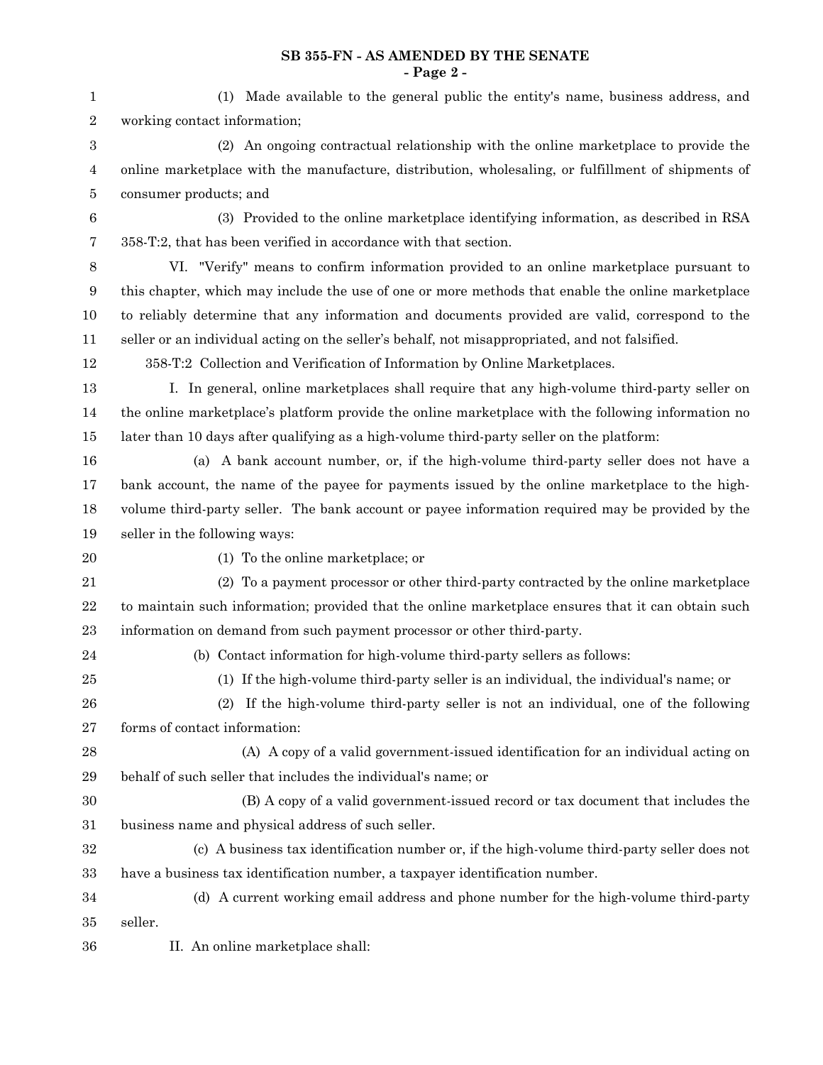(1) Made available to the general public the entity's name, business address, and working contact information;

(2) An ongoing contractual relationship with the online marketplace to provide the online marketplace with the manufacture, distribution, wholesaling, or fulfillment of shipments of consumer products; and

(3) Provided to the online marketplace identifying information, as described in RSA 358-T:2, that has been verified in accordance with that section.

VI. "Verify" means to confirm information provided to an online marketplace pursuant to this chapter, which may include the use of one or more methods that enable the online marketplace to reliably determine that any information and documents provided are valid, correspond to the seller or an individual acting on the seller's behalf, not misappropriated, and not falsified.

358-T:2 Collection and Verification of Information by Online Marketplaces.

I. In general, online marketplaces shall require that any high-volume third-party seller on the online marketplace's platform provide the online marketplace with the following information no later than 10 days after qualifying as a high-volume third-party seller on the platform:

(a) A bank account number, or, if the high-volume third-party seller does not have a bank account, the name of the payee for payments issued by the online marketplace to the high-volume third-party seller. The bank account or payee information required may be provided by the seller in the following ways:

(1) To the online marketplace; or

(2) To a payment processor or other third-party contracted by the online marketplace to maintain such information; provided that the online marketplace ensures that it can obtain such information on demand from such payment processor or other third-party.

(b) Contact information for high-volume third-party sellers as follows:

(1) If the high-volume third-party seller is an individual, the individual's name; or

(2) If the high-volume third-party seller is not an individual, one of the following forms of contact information:

(A) A copy of a valid government-issued identification for an individual acting on behalf of such seller that includes the individual's name; or

(B) A copy of a valid government-issued record or tax document that includes the business name and physical address of such seller.

(c) A business tax identification number or, if the high-volume third-party seller does not have a business tax identification number, a taxpayer identification number.

(d) A current working email address and phone number for the high-volume third-party seller.

II. An online marketplace shall: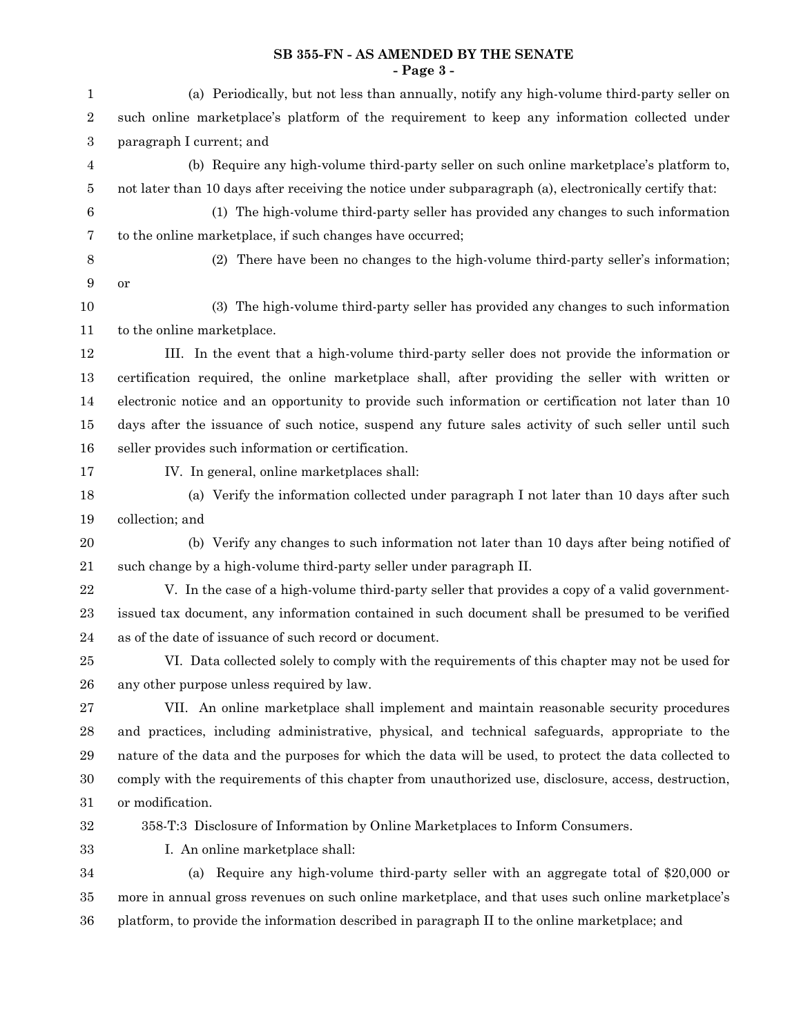(a) Periodically, but not less than annually, notify any high-volume third-party seller on such online marketplace's platform of the requirement to keep any information collected under paragraph I current; and

(b) Require any high-volume third-party seller on such online marketplace's platform to, not later than 10 days after receiving the notice under subparagraph (a), electronically certify that:

(1) The high-volume third-party seller has provided any changes to such information to the online marketplace, if such changes have occurred;

(2) There have been no changes to the high-volume third-party seller's information; or

(3) The high-volume third-party seller has provided any changes to such information to the online marketplace.

III. In the event that a high-volume third-party seller does not provide the information or certification required, the online marketplace shall, after providing the seller with written or electronic notice and an opportunity to provide such information or certification not later than 10 days after the issuance of such notice, suspend any future sales activity of such seller until such seller provides such information or certification.

IV. In general, online marketplaces shall:

(a) Verify the information collected under paragraph I not later than 10 days after such collection; and

(b) Verify any changes to such information not later than 10 days after being notified of such change by a high-volume third-party seller under paragraph II.

V. In the case of a high-volume third-party seller that provides a copy of a valid government-issued tax document, any information contained in such document shall be presumed to be verified as of the date of issuance of such record or document.

VI. Data collected solely to comply with the requirements of this chapter may not be used for any other purpose unless required by law.

VII. An online marketplace shall implement and maintain reasonable security procedures and practices, including administrative, physical, and technical safeguards, appropriate to the nature of the data and the purposes for which the data will be used, to protect the data collected to comply with the requirements of this chapter from unauthorized use, disclosure, access, destruction, or modification.

358-T:3 Disclosure of Information by Online Marketplaces to Inform Consumers.

I. An online marketplace shall:

(a) Require any high-volume third-party seller with an aggregate total of $20,000 or more in annual gross revenues on such online marketplace, and that uses such online marketplace's platform, to provide the information described in paragraph II to the online marketplace; and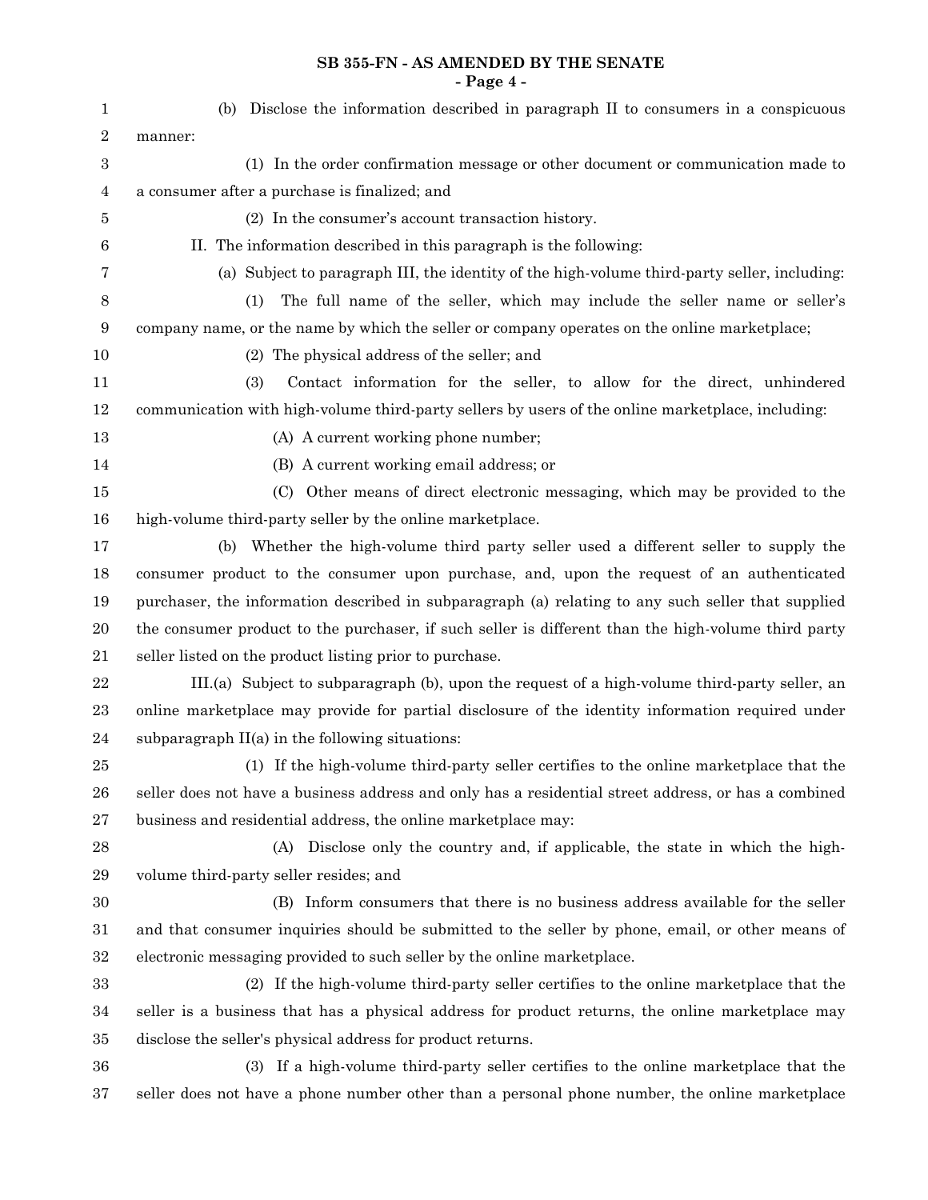(b) Disclose the information described in paragraph II to consumers in a conspicuous manner:

(1) In the order confirmation message or other document or communication made to a consumer after a purchase is finalized; and

(2) In the consumer's account transaction history.

II. The information described in this paragraph is the following:

(a) Subject to paragraph III, the identity of the high-volume third-party seller, including:

(1) The full name of the seller, which may include the seller name or seller's company name, or the name by which the seller or company operates on the online marketplace;

(2) The physical address of the seller; and

(3) Contact information for the seller, to allow for the direct, unhindered communication with high-volume third-party sellers by users of the online marketplace, including:

(A) A current working phone number;

(B) A current working email address; or

(C) Other means of direct electronic messaging, which may be provided to the high-volume third-party seller by the online marketplace.

(b) Whether the high-volume third party seller used a different seller to supply the consumer product to the consumer upon purchase, and, upon the request of an authenticated purchaser, the information described in subparagraph (a) relating to any such seller that supplied the consumer product to the purchaser, if such seller is different than the high-volume third party seller listed on the product listing prior to purchase.

III.(a) Subject to subparagraph (b), upon the request of a high-volume third-party seller, an online marketplace may provide for partial disclosure of the identity information required under subparagraph II(a) in the following situations:

(1) If the high-volume third-party seller certifies to the online marketplace that the seller does not have a business address and only has a residential street address, or has a combined business and residential address, the online marketplace may:

(A) Disclose only the country and, if applicable, the state in which the high-volume third-party seller resides; and

(B) Inform consumers that there is no business address available for the seller and that consumer inquiries should be submitted to the seller by phone, email, or other means of electronic messaging provided to such seller by the online marketplace.

(2) If the high-volume third-party seller certifies to the online marketplace that the seller is a business that has a physical address for product returns, the online marketplace may disclose the seller's physical address for product returns.

(3) If a high-volume third-party seller certifies to the online marketplace that the seller does not have a phone number other than a personal phone number, the online marketplace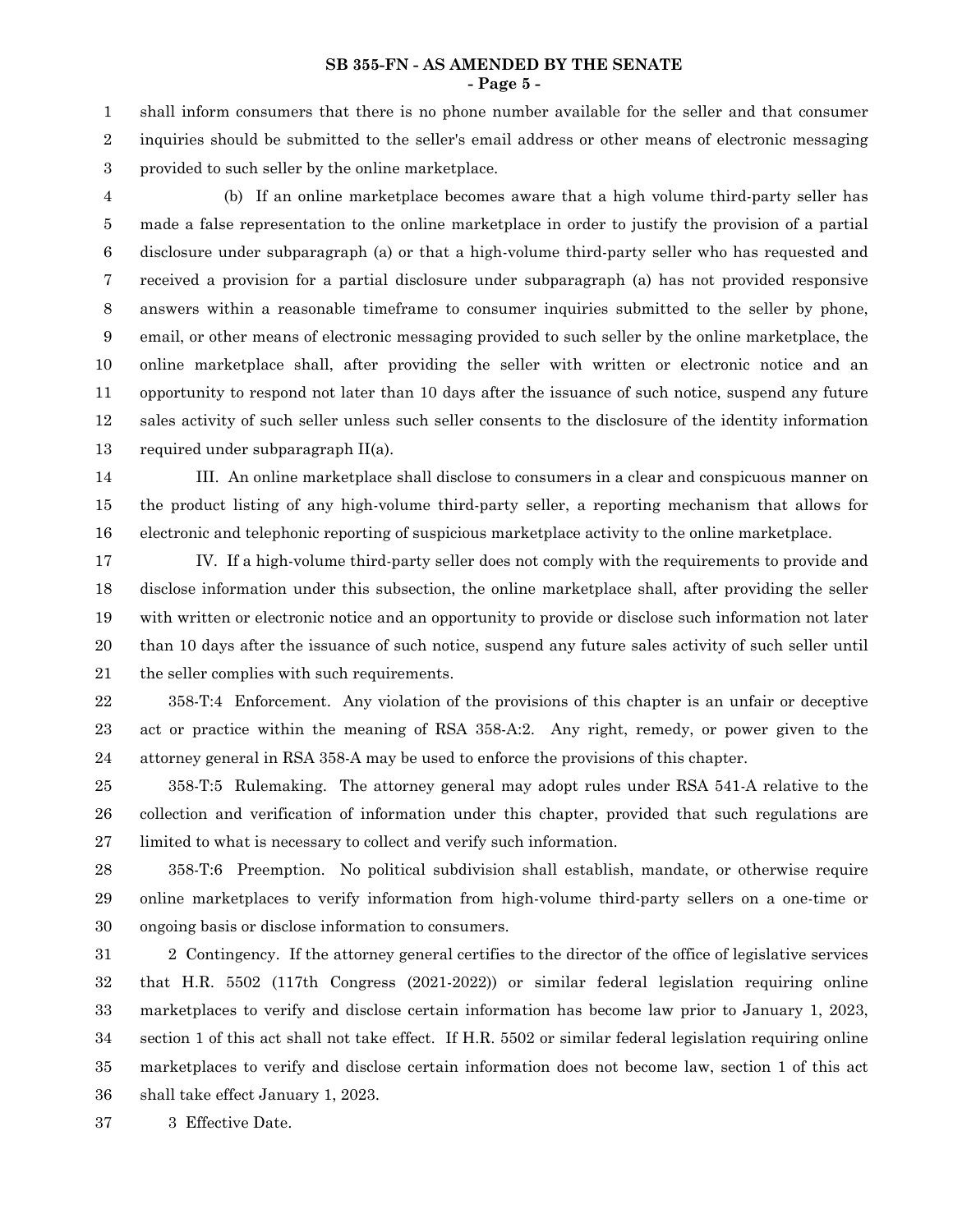shall inform consumers that there is no phone number available for the seller and that consumer inquiries should be submitted to the seller's email address or other means of electronic messaging provided to such seller by the online marketplace.

(b) If an online marketplace becomes aware that a high volume third-party seller has made a false representation to the online marketplace in order to justify the provision of a partial disclosure under subparagraph (a) or that a high-volume third-party seller who has requested and received a provision for a partial disclosure under subparagraph (a) has not provided responsive answers within a reasonable timeframe to consumer inquiries submitted to the seller by phone, email, or other means of electronic messaging provided to such seller by the online marketplace, the online marketplace shall, after providing the seller with written or electronic notice and an opportunity to respond not later than 10 days after the issuance of such notice, suspend any future sales activity of such seller unless such seller consents to the disclosure of the identity information required under subparagraph II(a).

III. An online marketplace shall disclose to consumers in a clear and conspicuous manner on the product listing of any high-volume third-party seller, a reporting mechanism that allows for electronic and telephonic reporting of suspicious marketplace activity to the online marketplace.

IV. If a high-volume third-party seller does not comply with the requirements to provide and disclose information under this subsection, the online marketplace shall, after providing the seller with written or electronic notice and an opportunity to provide or disclose such information not later than 10 days after the issuance of such notice, suspend any future sales activity of such seller until the seller complies with such requirements.

358-T:4 Enforcement. Any violation of the provisions of this chapter is an unfair or deceptive act or practice within the meaning of RSA 358-A:2. Any right, remedy, or power given to the attorney general in RSA 358-A may be used to enforce the provisions of this chapter.

358-T:5 Rulemaking. The attorney general may adopt rules under RSA 541-A relative to the collection and verification of information under this chapter, provided that such regulations are limited to what is necessary to collect and verify such information.

358-T:6 Preemption. No political subdivision shall establish, mandate, or otherwise require online marketplaces to verify information from high-volume third-party sellers on a one-time or ongoing basis or disclose information to consumers.

2 Contingency. If the attorney general certifies to the director of the office of legislative services that H.R. 5502 (117th Congress (2021-2022)) or similar federal legislation requiring online marketplaces to verify and disclose certain information has become law prior to January 1, 2023, section 1 of this act shall not take effect. If H.R. 5502 or similar federal legislation requiring online marketplaces to verify and disclose certain information does not become law, section 1 of this act shall take effect January 1, 2023.

3 Effective Date.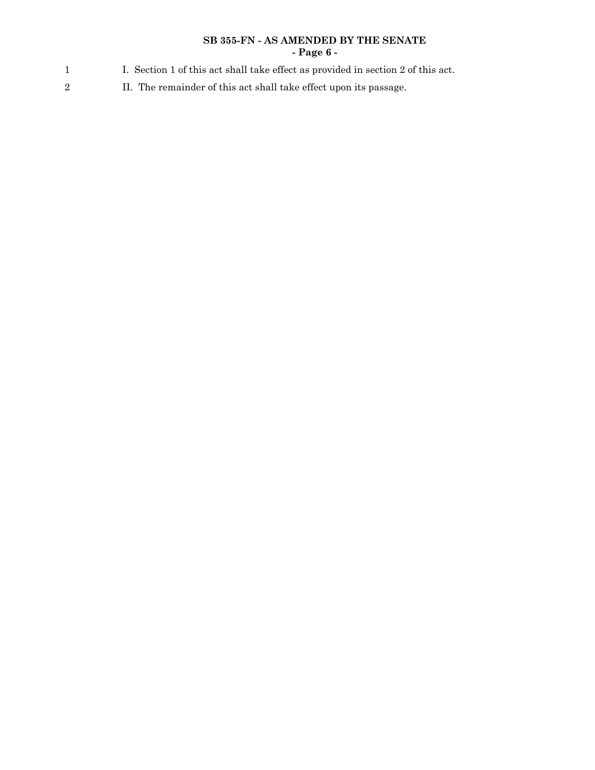I. Section 1 of this act shall take effect as provided in section 2 of this act.

II. The remainder of this act shall take effect upon its passage.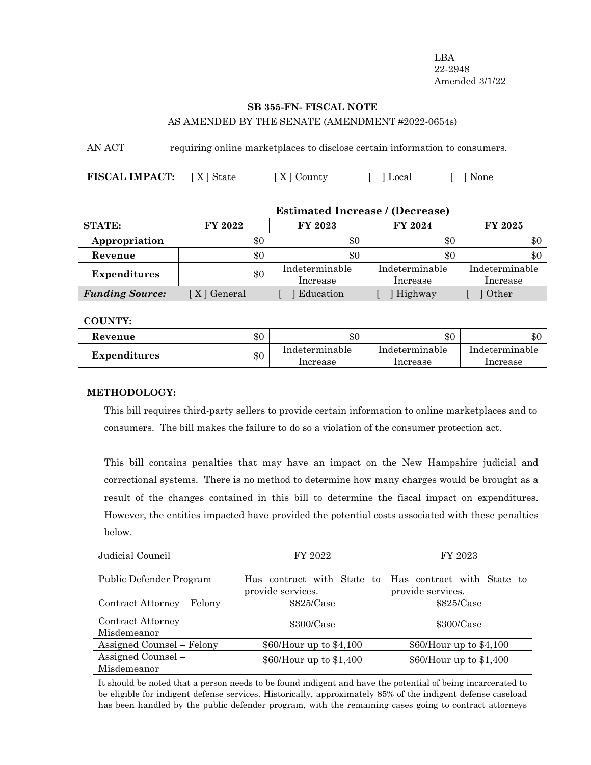LBA
22-2948
Amended 3/1/22

**SB 355-FN- FISCAL NOTE**

AS AMENDED BY THE SENATE (AMENDMENT #2022-0654s)

AN ACT requiring online marketplaces to disclose certain information to consumers.

**FISCAL IMPACT:** [ X ] State [ X ] County [ ] Local [ ] None

| | Estimated Increase / (Decrease) | | | |
|---|---|---|---|---|
| **STATE:** | **FY 2022** | **FY 2023** | **FY 2024** | **FY 2025** |
| **Appropriation** | $0 | $0 | $0 | $0 |
| **Revenue** | $0 | $0 | $0 | $0 |
| **Expenditures** | $0 | Indeterminable Increase | Indeterminable Increase | Indeterminable Increase |
| ***Funding Source:*** | [ X ] General | [ ] Education | [ ] Highway | [ ] Other |

**COUNTY:**

| | | | | |
|---|---|---|---|---|
| **Revenue** | $0 | $0 | $0 | $0 |
| **Expenditures** | $0 | Indeterminable Increase | Indeterminable Increase | Indeterminable Increase |

**METHODOLOGY:**

This bill requires third-party sellers to provide certain information to online marketplaces and to consumers. The bill makes the failure to do so a violation of the consumer protection act.

This bill contains penalties that may have an impact on the New Hampshire judicial and correctional systems. There is no method to determine how many charges would be brought as a result of the changes contained in this bill to determine the fiscal impact on expenditures. However, the entities impacted have provided the potential costs associated with these penalties below.

| Judicial Council | FY 2022 | FY 2023 |
|---|---|---|
| Public Defender Program | Has contract with State to provide services. | Has contract with State to provide services. |
| Contract Attorney – Felony | $825/Case | $825/Case |
| Contract Attorney – Misdemeanor | $300/Case | $300/Case |
| Assigned Counsel – Felony | $60/Hour up to $4,100 | $60/Hour up to $4,100 |
| Assigned Counsel – Misdemeanor | $60/Hour up to $1,400 | $60/Hour up to $1,400 |
| It should be noted that a person needs to be found indigent and have the potential of being incarcerated to be eligible for indigent defense services. Historically, approximately 85% of the indigent defense caseload has been handled by the public defender program, with the remaining cases going to contract attorneys | | |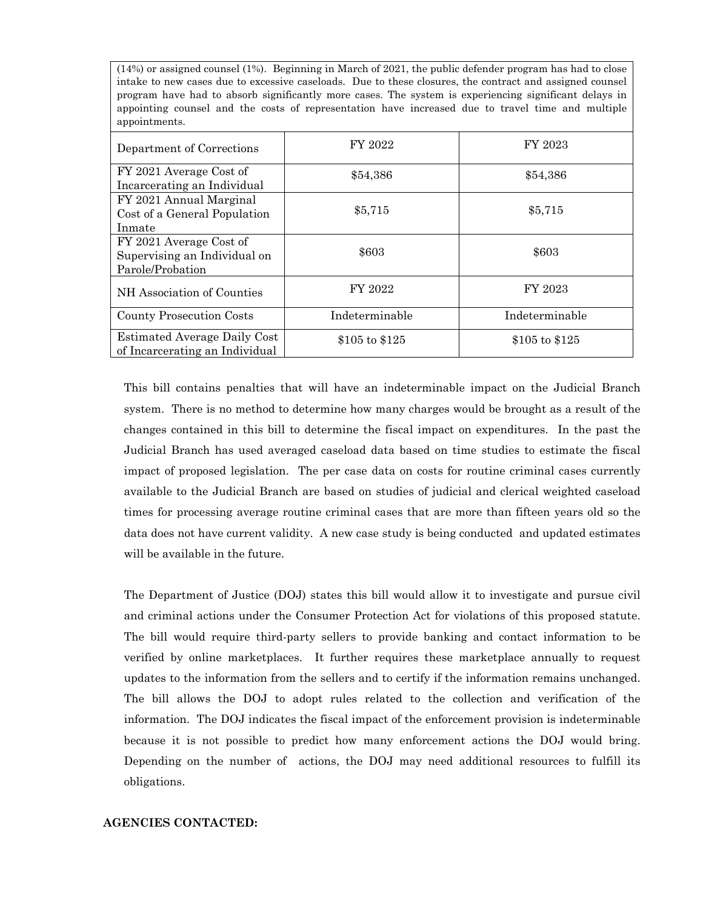| (14%) or assigned counsel (1%). Beginning in March of 2021, the public defender program has had to close intake to new cases due to excessive caseloads. Due to these closures, the contract and assigned counsel program have had to absorb significantly more cases. The system is experiencing significant delays in appointing counsel and the costs of representation have increased due to travel time and multiple appointments. | | |
|---|---|---|
| Department of Corrections | FY 2022 | FY 2023 |
| FY 2021 Average Cost of Incarcerating an Individual | $54,386 | $54,386 |
| FY 2021 Annual Marginal Cost of a General Population Inmate | $5,715 | $5,715 |
| FY 2021 Average Cost of Supervising an Individual on Parole/Probation | $603 | $603 |
| NH Association of Counties | FY 2022 | FY 2023 |
| County Prosecution Costs | Indeterminable | Indeterminable |
| Estimated Average Daily Cost of Incarcerating an Individual | $105 to $125 | $105 to $125 |

This bill contains penalties that will have an indeterminable impact on the Judicial Branch system. There is no method to determine how many charges would be brought as a result of the changes contained in this bill to determine the fiscal impact on expenditures. In the past the Judicial Branch has used averaged caseload data based on time studies to estimate the fiscal impact of proposed legislation. The per case data on costs for routine criminal cases currently available to the Judicial Branch are based on studies of judicial and clerical weighted caseload times for processing average routine criminal cases that are more than fifteen years old so the data does not have current validity. A new case study is being conducted and updated estimates will be available in the future.

The Department of Justice (DOJ) states this bill would allow it to investigate and pursue civil and criminal actions under the Consumer Protection Act for violations of this proposed statute. The bill would require third-party sellers to provide banking and contact information to be verified by online marketplaces. It further requires these marketplace annually to request updates to the information from the sellers and to certify if the information remains unchanged. The bill allows the DOJ to adopt rules related to the collection and verification of the information. The DOJ indicates the fiscal impact of the enforcement provision is indeterminable because it is not possible to predict how many enforcement actions the DOJ would bring. Depending on the number of actions, the DOJ may need additional resources to fulfill its obligations.

**AGENCIES CONTACTED:**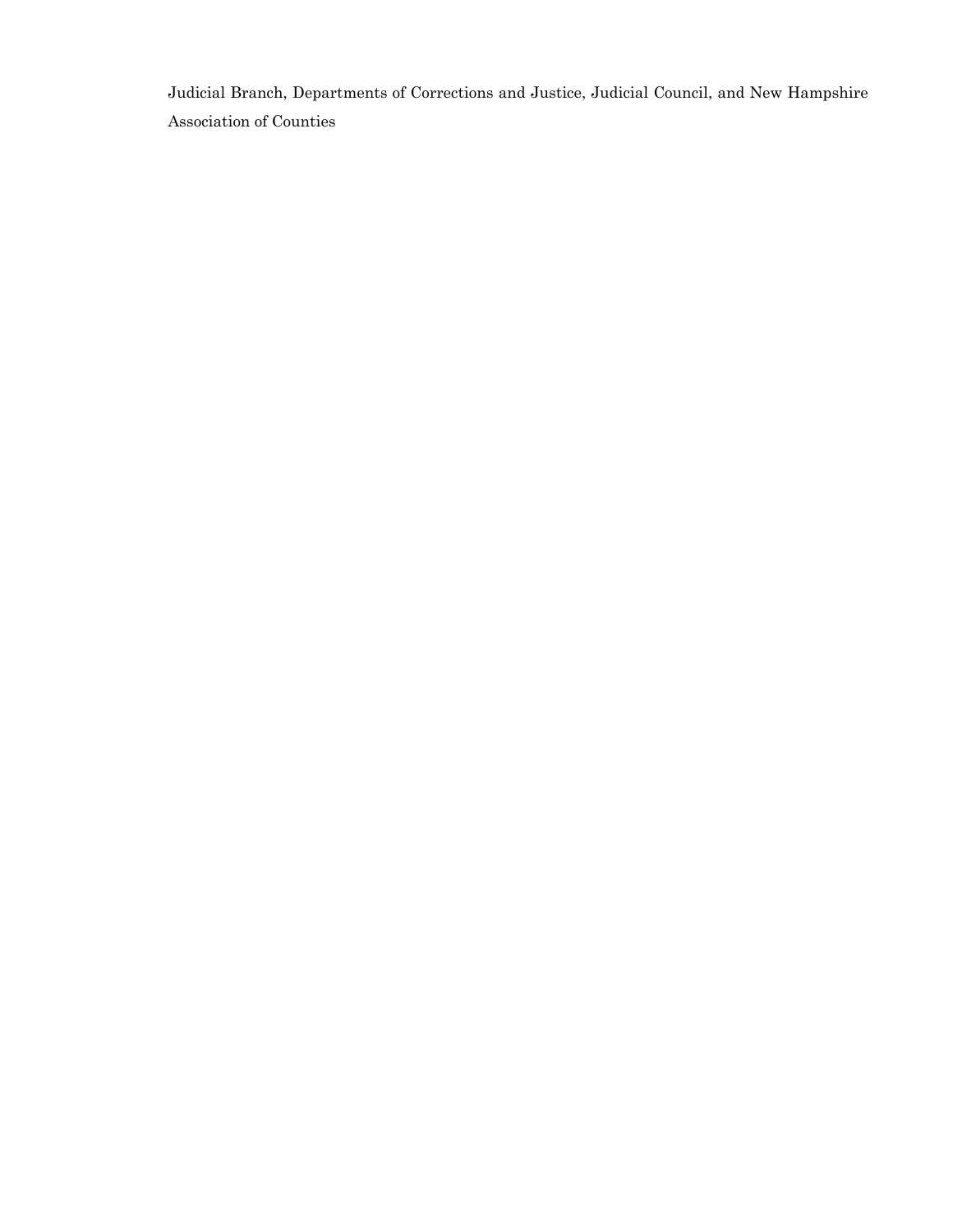Judicial Branch, Departments of Corrections and Justice, Judicial Council, and New Hampshire Association of Counties